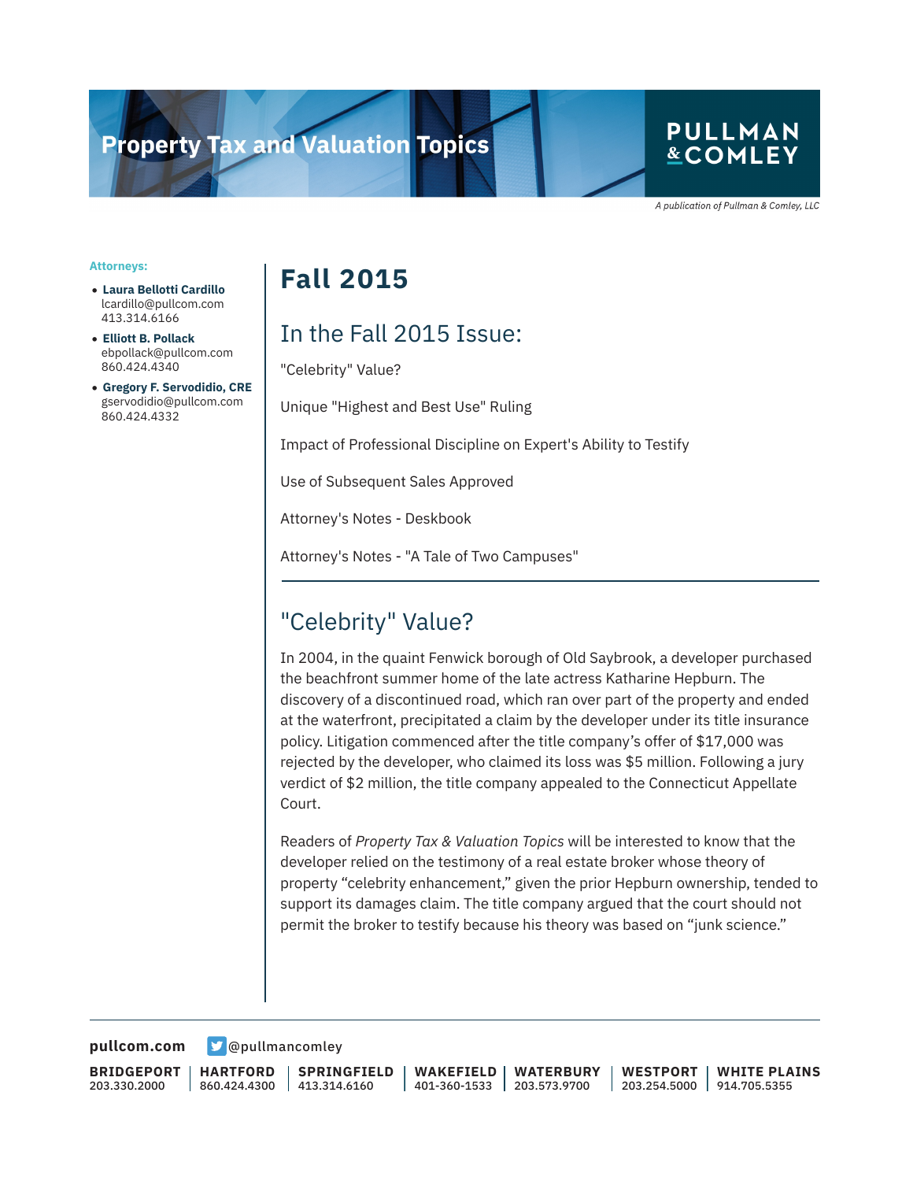# Property Tax and Valuation Topics

PULLMAN & COMLEY

*A publication of Pullman & Comley, LLC*

**Attorneys:**

- **Laura Bellotti Cardillo**
  lcardillo@pullcom.com
  413.314.6166
- **Elliott B. Pollack**
  ebpollack@pullcom.com
  860.424.4340
- **Gregory F. Servodidio, CRE**
  gservodidio@pullcom.com
  860.424.4332

# Fall 2015

## In the Fall 2015 Issue:

"Celebrity" Value?

Unique "Highest and Best Use" Ruling

Impact of Professional Discipline on Expert's Ability to Testify

Use of Subsequent Sales Approved

Attorney's Notes - Deskbook

Attorney's Notes - "A Tale of Two Campuses"

---

## "Celebrity" Value?

In 2004, in the quaint Fenwick borough of Old Saybrook, a developer purchased the beachfront summer home of the late actress Katharine Hepburn. The discovery of a discontinued road, which ran over part of the property and ended at the waterfront, precipitated a claim by the developer under its title insurance policy. Litigation commenced after the title company's offer of $17,000 was rejected by the developer, who claimed its loss was $5 million. Following a jury verdict of $2 million, the title company appealed to the Connecticut Appellate Court.

Readers of *Property Tax & Valuation Topics* will be interested to know that the developer relied on the testimony of a real estate broker whose theory of property "celebrity enhancement," given the prior Hepburn ownership, tended to support its damages claim. The title company argued that the court should not permit the broker to testify because his theory was based on "junk science."

**pullcom.com** @pullmancomley

| BRIDGEPORT | HARTFORD | SPRINGFIELD | WAKEFIELD | WATERBURY | WESTPORT | WHITE PLAINS |
|---|---|---|---|---|---|---|
| 203.330.2000 | 860.424.4300 | 413.314.6160 | 401-360-1533 | 203.573.9700 | 203.254.5000 | 914.705.5355 |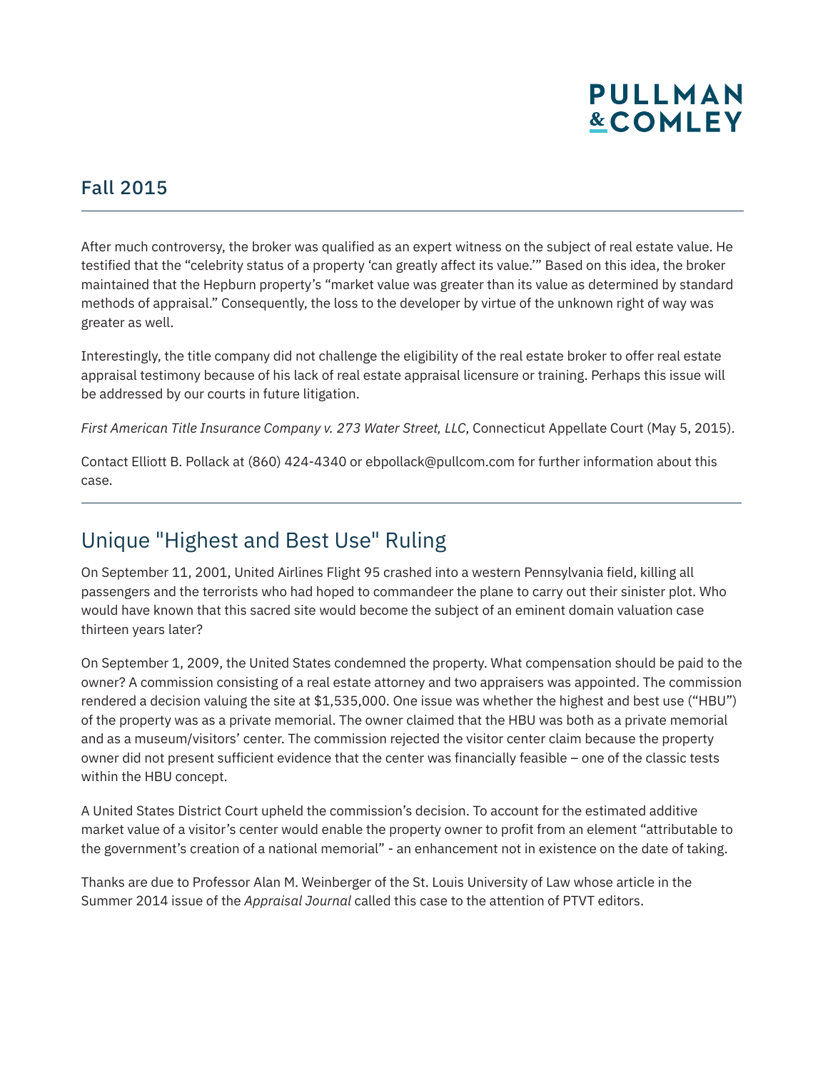## Fall 2015

After much controversy, the broker was qualified as an expert witness on the subject of real estate value. He testified that the "celebrity status of a property 'can greatly affect its value.'" Based on this idea, the broker maintained that the Hepburn property's "market value was greater than its value as determined by standard methods of appraisal." Consequently, the loss to the developer by virtue of the unknown right of way was greater as well.

Interestingly, the title company did not challenge the eligibility of the real estate broker to offer real estate appraisal testimony because of his lack of real estate appraisal licensure or training. Perhaps this issue will be addressed by our courts in future litigation.

*First American Title Insurance Company v. 273 Water Street, LLC*, Connecticut Appellate Court (May 5, 2015).

Contact Elliott B. Pollack at (860) 424-4340 or ebpollack@pullcom.com for further information about this case.

---

## Unique "Highest and Best Use" Ruling

On September 11, 2001, United Airlines Flight 95 crashed into a western Pennsylvania field, killing all passengers and the terrorists who had hoped to commandeer the plane to carry out their sinister plot. Who would have known that this sacred site would become the subject of an eminent domain valuation case thirteen years later?

On September 1, 2009, the United States condemned the property. What compensation should be paid to the owner? A commission consisting of a real estate attorney and two appraisers was appointed. The commission rendered a decision valuing the site at $1,535,000. One issue was whether the highest and best use ("HBU") of the property was as a private memorial. The owner claimed that the HBU was both as a private memorial and as a museum/visitors' center. The commission rejected the visitor center claim because the property owner did not present sufficient evidence that the center was financially feasible – one of the classic tests within the HBU concept.

A United States District Court upheld the commission's decision. To account for the estimated additive market value of a visitor's center would enable the property owner to profit from an element "attributable to the government's creation of a national memorial" - an enhancement not in existence on the date of taking.

Thanks are due to Professor Alan M. Weinberger of the St. Louis University of Law whose article in the Summer 2014 issue of the *Appraisal Journal* called this case to the attention of PTVT editors.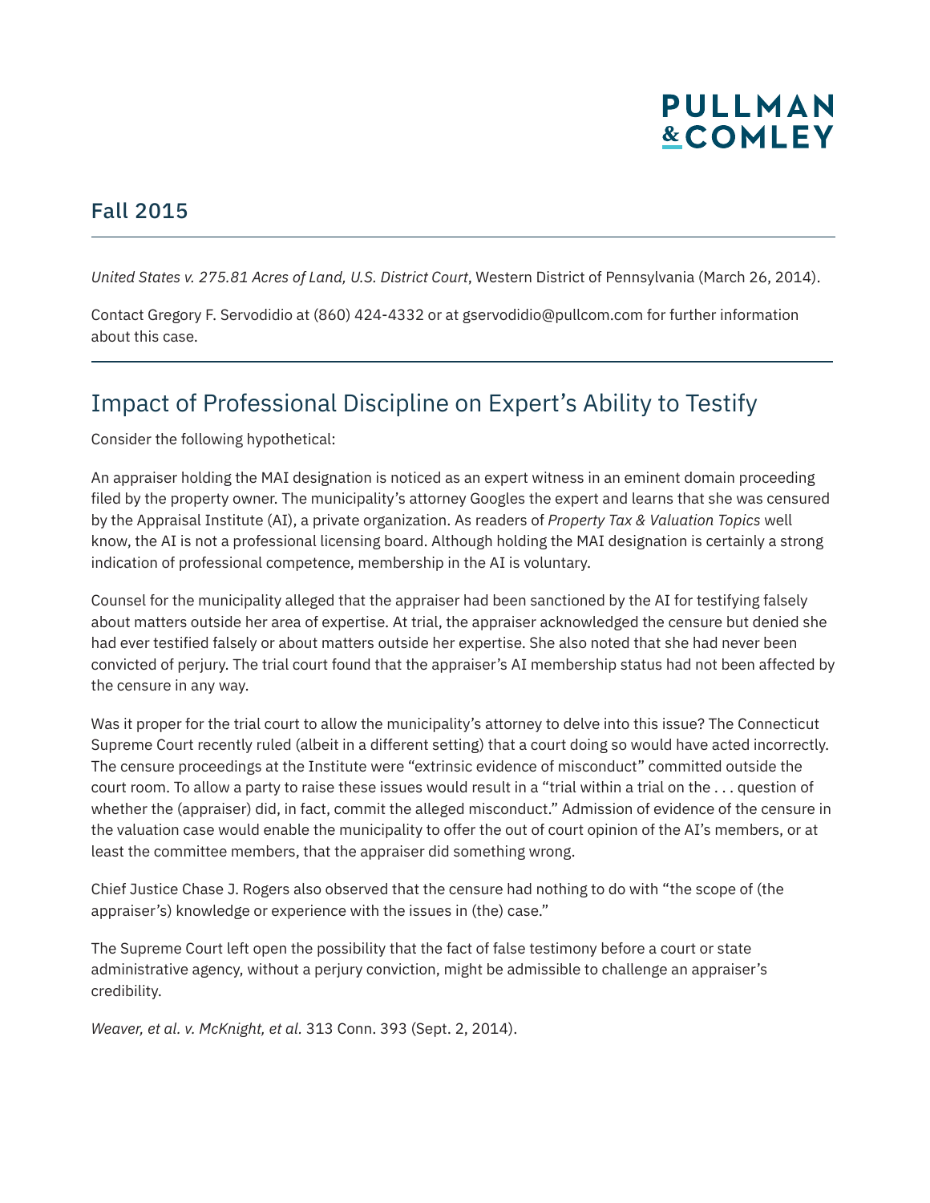PULLMAN & COMLEY

## Fall 2015

*United States v. 275.81 Acres of Land, U.S. District Court*, Western District of Pennsylvania (March 26, 2014).

Contact Gregory F. Servodidio at (860) 424-4332 or at gservodidio@pullcom.com for further information about this case.

# Impact of Professional Discipline on Expert's Ability to Testify

Consider the following hypothetical:

An appraiser holding the MAI designation is noticed as an expert witness in an eminent domain proceeding filed by the property owner. The municipality's attorney Googles the expert and learns that she was censured by the Appraisal Institute (AI), a private organization. As readers of *Property Tax & Valuation Topics* well know, the AI is not a professional licensing board. Although holding the MAI designation is certainly a strong indication of professional competence, membership in the AI is voluntary.

Counsel for the municipality alleged that the appraiser had been sanctioned by the AI for testifying falsely about matters outside her area of expertise. At trial, the appraiser acknowledged the censure but denied she had ever testified falsely or about matters outside her expertise. She also noted that she had never been convicted of perjury. The trial court found that the appraiser's AI membership status had not been affected by the censure in any way.

Was it proper for the trial court to allow the municipality's attorney to delve into this issue? The Connecticut Supreme Court recently ruled (albeit in a different setting) that a court doing so would have acted incorrectly. The censure proceedings at the Institute were "extrinsic evidence of misconduct" committed outside the court room. To allow a party to raise these issues would result in a "trial within a trial on the . . . question of whether the (appraiser) did, in fact, commit the alleged misconduct." Admission of evidence of the censure in the valuation case would enable the municipality to offer the out of court opinion of the AI's members, or at least the committee members, that the appraiser did something wrong.

Chief Justice Chase J. Rogers also observed that the censure had nothing to do with "the scope of (the appraiser's) knowledge or experience with the issues in (the) case."

The Supreme Court left open the possibility that the fact of false testimony before a court or state administrative agency, without a perjury conviction, might be admissible to challenge an appraiser's credibility.

*Weaver, et al. v. McKnight, et al.* 313 Conn. 393 (Sept. 2, 2014).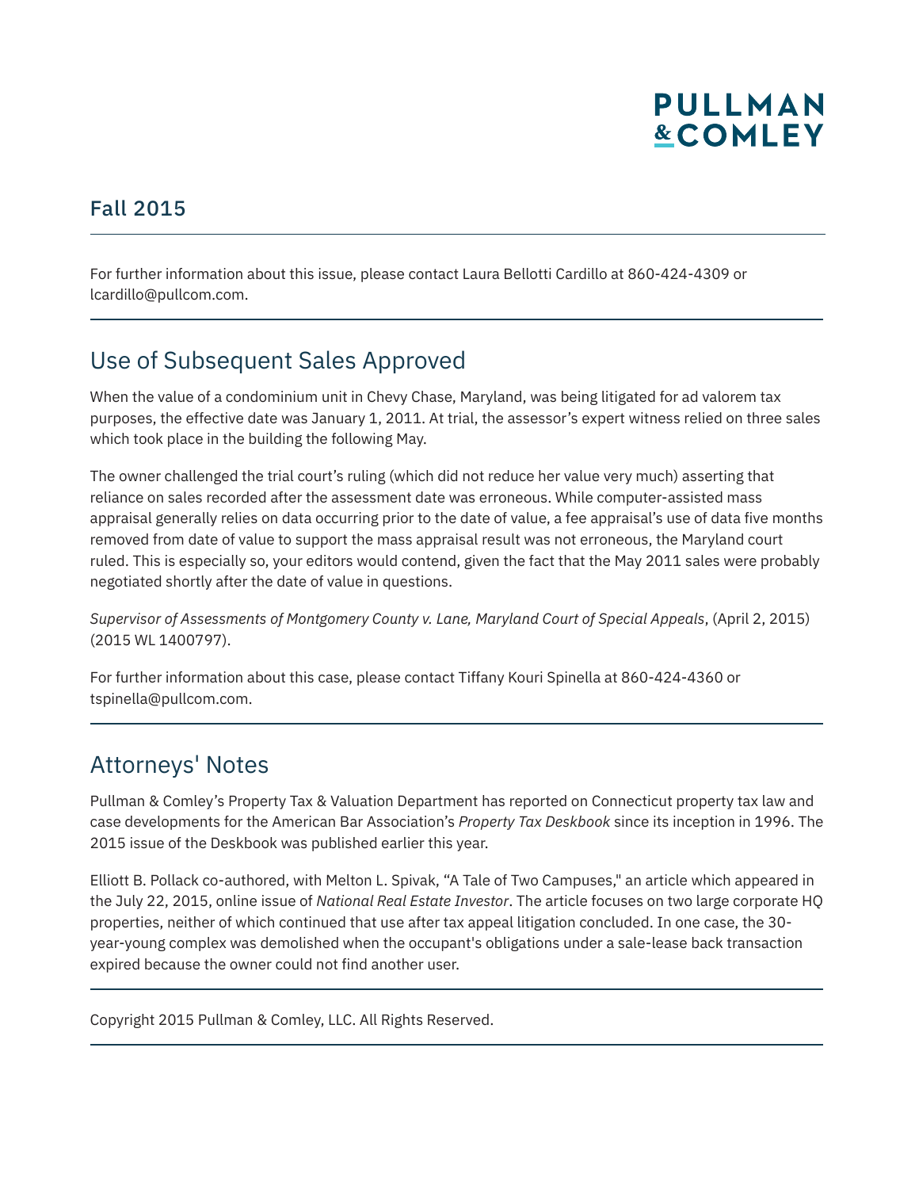## Fall 2015

For further information about this issue, please contact Laura Bellotti Cardillo at 860-424-4309 or lcardillo@pullcom.com.

## Use of Subsequent Sales Approved

When the value of a condominium unit in Chevy Chase, Maryland, was being litigated for ad valorem tax purposes, the effective date was January 1, 2011. At trial, the assessor's expert witness relied on three sales which took place in the building the following May.

The owner challenged the trial court's ruling (which did not reduce her value very much) asserting that reliance on sales recorded after the assessment date was erroneous. While computer-assisted mass appraisal generally relies on data occurring prior to the date of value, a fee appraisal's use of data five months removed from date of value to support the mass appraisal result was not erroneous, the Maryland court ruled. This is especially so, your editors would contend, given the fact that the May 2011 sales were probably negotiated shortly after the date of value in questions.

*Supervisor of Assessments of Montgomery County v. Lane, Maryland Court of Special Appeals*, (April 2, 2015) (2015 WL 1400797).

For further information about this case, please contact Tiffany Kouri Spinella at 860-424-4360 or tspinella@pullcom.com.

## Attorneys' Notes

Pullman & Comley's Property Tax & Valuation Department has reported on Connecticut property tax law and case developments for the American Bar Association's *Property Tax Deskbook* since its inception in 1996. The 2015 issue of the Deskbook was published earlier this year.

Elliott B. Pollack co-authored, with Melton L. Spivak, "A Tale of Two Campuses," an article which appeared in the July 22, 2015, online issue of *National Real Estate Investor*. The article focuses on two large corporate HQ properties, neither of which continued that use after tax appeal litigation concluded. In one case, the 30-year-young complex was demolished when the occupant's obligations under a sale-lease back transaction expired because the owner could not find another user.

Copyright 2015 Pullman & Comley, LLC. All Rights Reserved.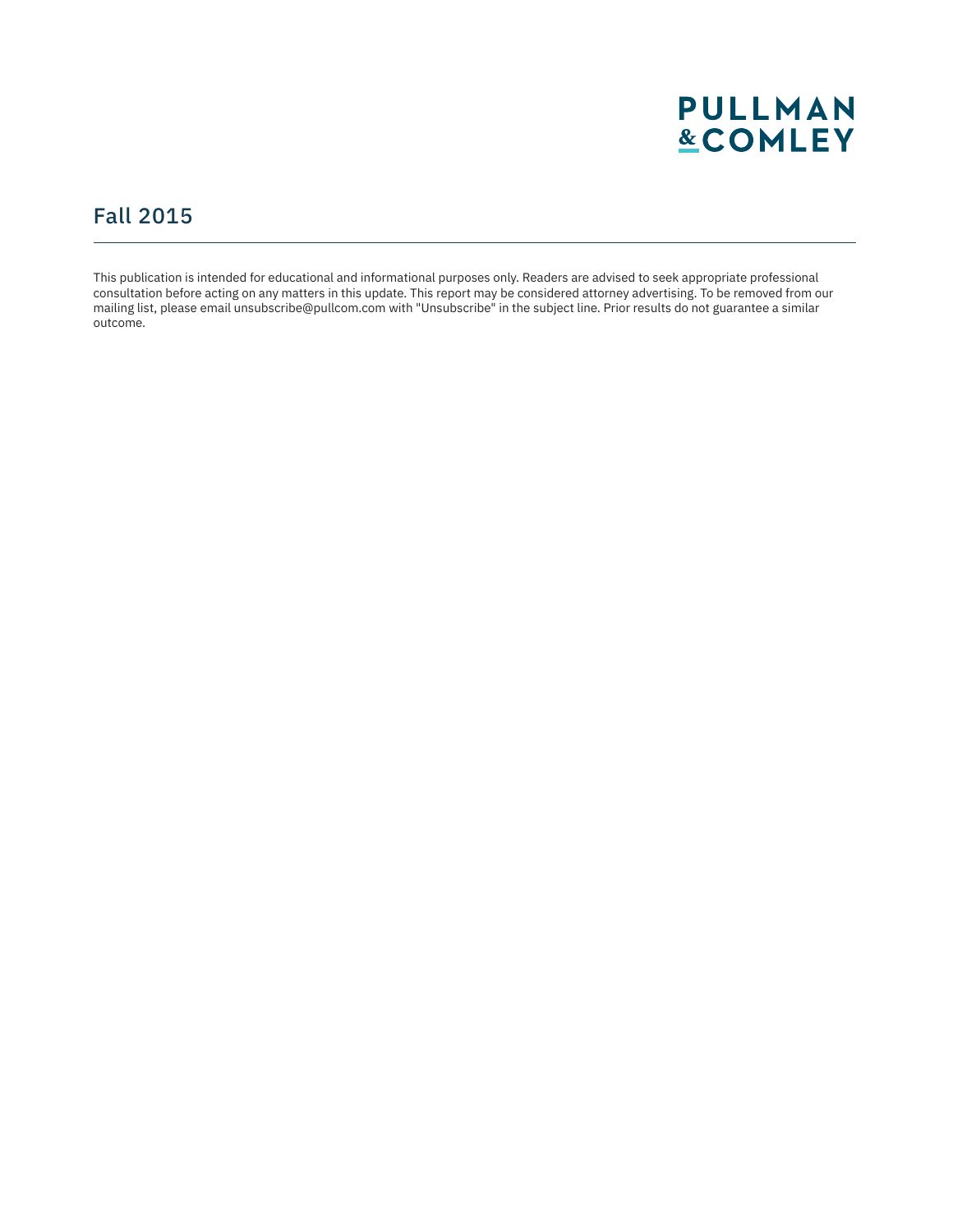PULLMAN & COMLEY

## Fall 2015

---

This publication is intended for educational and informational purposes only. Readers are advised to seek appropriate professional consultation before acting on any matters in this update. This report may be considered attorney advertising. To be removed from our mailing list, please email unsubscribe@pullcom.com with "Unsubscribe" in the subject line. Prior results do not guarantee a similar outcome.